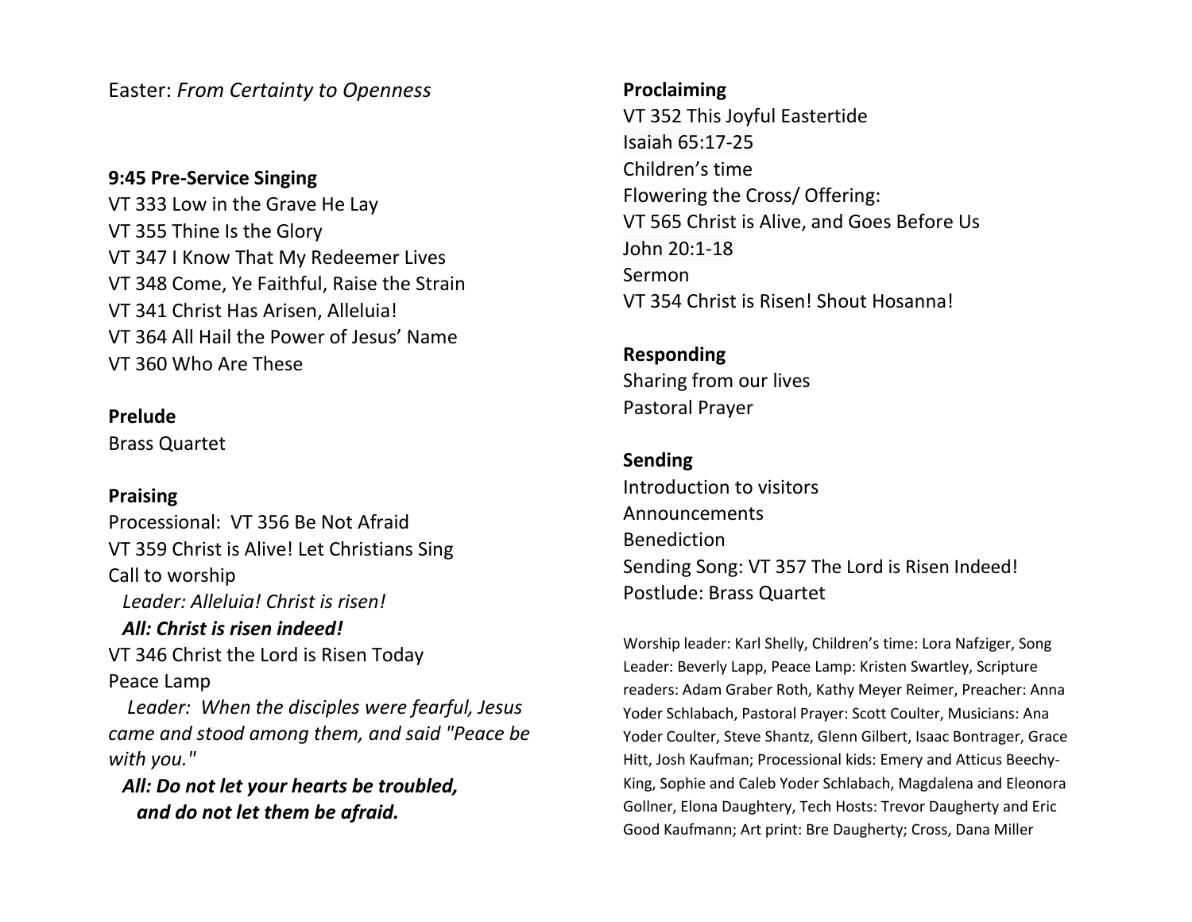Easter: *From Certainty to Openness*

**9:45 Pre-Service Singing**

VT 333 Low in the Grave He Lay
VT 355 Thine Is the Glory
VT 347 I Know That My Redeemer Lives
VT 348 Come, Ye Faithful, Raise the Strain
VT 341 Christ Has Arisen, Alleluia!
VT 364 All Hail the Power of Jesus' Name
VT 360 Who Are These

**Prelude**

Brass Quartet

**Praising**

Processional: VT 356 Be Not Afraid
VT 359 Christ is Alive! Let Christians Sing
Call to worship

*Leader: Alleluia! Christ is risen!*
***All: Christ is risen indeed!***

VT 346 Christ the Lord is Risen Today
Peace Lamp

*Leader: When the disciples were fearful, Jesus came and stood among them, and said "Peace be with you."*
***All: Do not let your hearts be troubled, and do not let them be afraid.***

**Proclaiming**

VT 352 This Joyful Eastertide
Isaiah 65:17-25
Children's time
Flowering the Cross/ Offering:
VT 565 Christ is Alive, and Goes Before Us
John 20:1-18
Sermon
VT 354 Christ is Risen! Shout Hosanna!

**Responding**

Sharing from our lives
Pastoral Prayer

**Sending**

Introduction to visitors
Announcements
Benediction
Sending Song: VT 357 The Lord is Risen Indeed!
Postlude: Brass Quartet

Worship leader: Karl Shelly, Children's time: Lora Nafziger, Song Leader: Beverly Lapp, Peace Lamp: Kristen Swartley, Scripture readers: Adam Graber Roth, Kathy Meyer Reimer, Preacher: Anna Yoder Schlabach, Pastoral Prayer: Scott Coulter, Musicians: Ana Yoder Coulter, Steve Shantz, Glenn Gilbert, Isaac Bontrager, Grace Hitt, Josh Kaufman; Processional kids: Emery and Atticus Beechy-King, Sophie and Caleb Yoder Schlabach, Magdalena and Eleonora Gollner, Elona Daughtery, Tech Hosts: Trevor Daugherty and Eric Good Kaufmann; Art print: Bre Daugherty; Cross, Dana Miller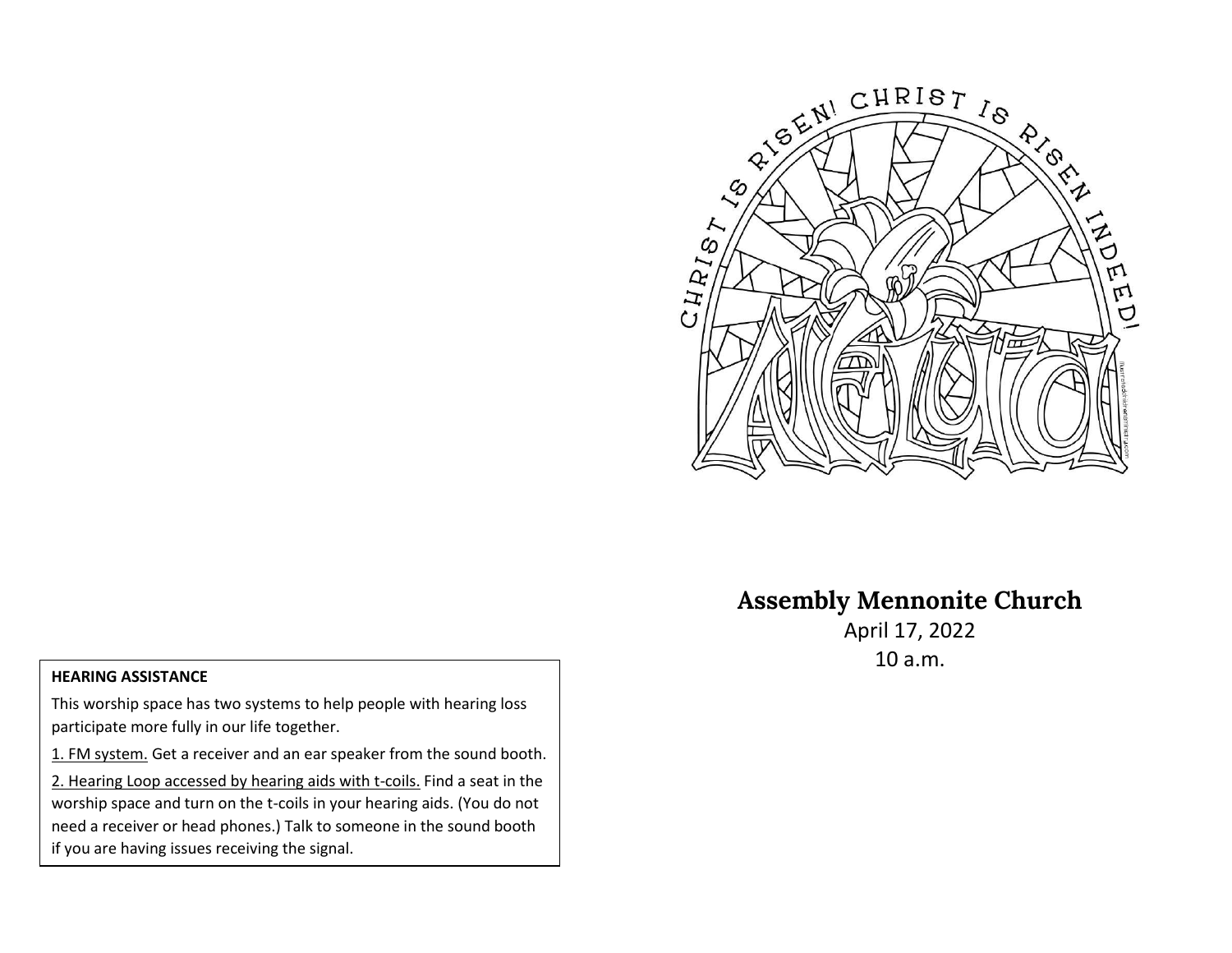**HEARING ASSISTANCE**

This worship space has two systems to help people with hearing loss participate more fully in our life together.

1. FM system. Get a receiver and an ear speaker from the sound booth.

2. Hearing Loop accessed by hearing aids with t-coils. Find a seat in the worship space and turn on the t-coils in your hearing aids. (You do not need a receiver or head phones.) Talk to someone in the sound booth if you are having issues receiving the signal.

CHRIST IS RISEN! CHRIST IS RISEN INDEED!

ALLELUIA

# Assembly Mennonite Church

April 17, 2022

10 a.m.